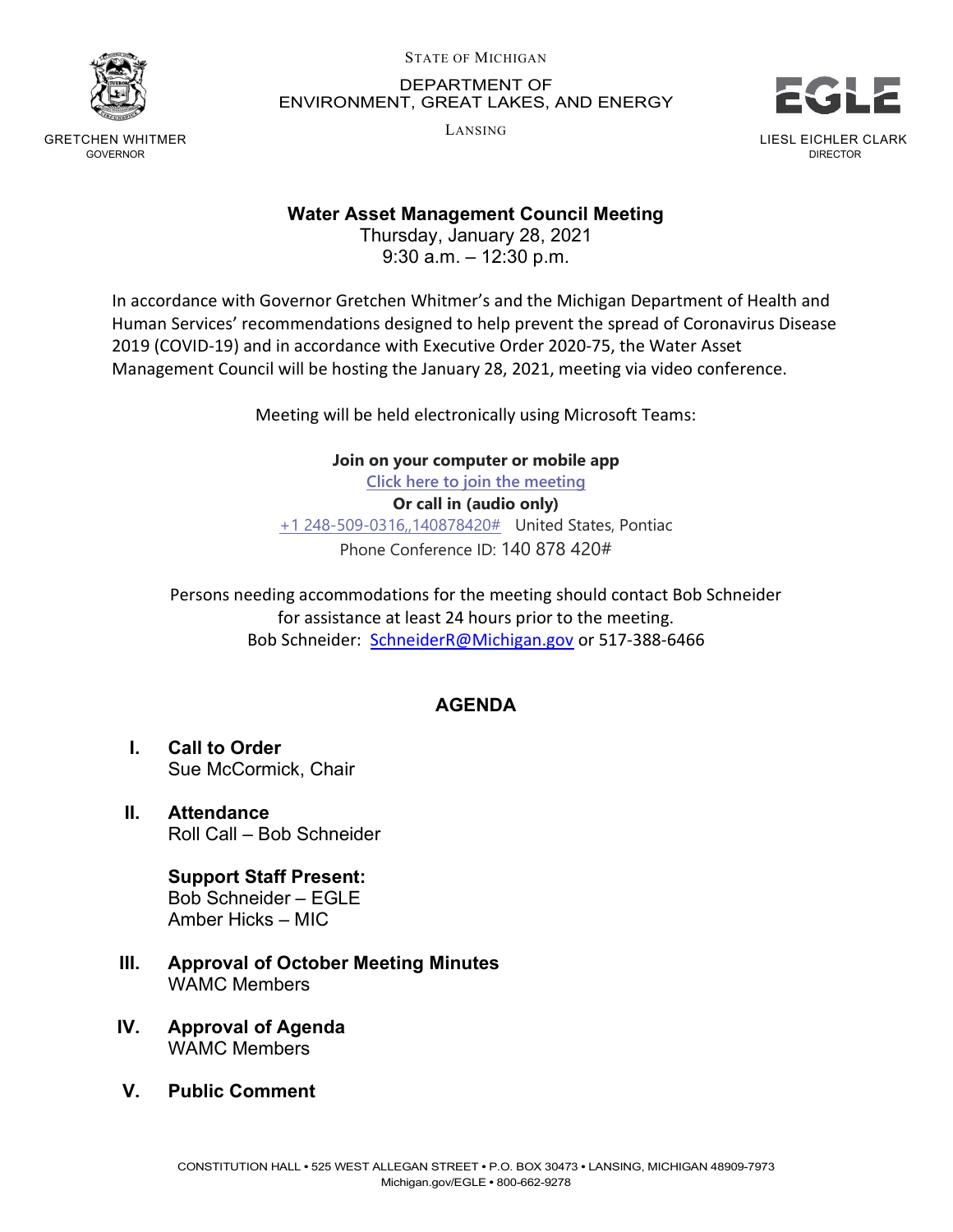STATE OF MICHIGAN

DEPARTMENT OF ENVIRONMENT, GREAT LAKES, AND ENERGY

LANSING

GRETCHEN WHITMER
GOVERNOR

LIESL EICHLER CLARK
DIRECTOR

**Water Asset Management Council Meeting**
Thursday, January 28, 2021
9:30 a.m. – 12:30 p.m.

In accordance with Governor Gretchen Whitmer's and the Michigan Department of Health and Human Services' recommendations designed to help prevent the spread of Coronavirus Disease 2019 (COVID-19) and in accordance with Executive Order 2020-75, the Water Asset Management Council will be hosting the January 28, 2021, meeting via video conference.

Meeting will be held electronically using Microsoft Teams:

**Join on your computer or mobile app**
Click here to join the meeting
**Or call in (audio only)**
+1 248-509-0316,,140878420# United States, Pontiac
Phone Conference ID: 140 878 420#

Persons needing accommodations for the meeting should contact Bob Schneider for assistance at least 24 hours prior to the meeting.
Bob Schneider: SchneiderR@Michigan.gov or 517-388-6466

## AGENDA

**I. Call to Order**
Sue McCormick, Chair

**II. Attendance**
Roll Call – Bob Schneider

**Support Staff Present:**
Bob Schneider – EGLE
Amber Hicks – MIC

**III. Approval of October Meeting Minutes**
WAMC Members

**IV. Approval of Agenda**
WAMC Members

**V. Public Comment**

CONSTITUTION HALL • 525 WEST ALLEGAN STREET • P.O. BOX 30473 • LANSING, MICHIGAN 48909-7973
Michigan.gov/EGLE • 800-662-9278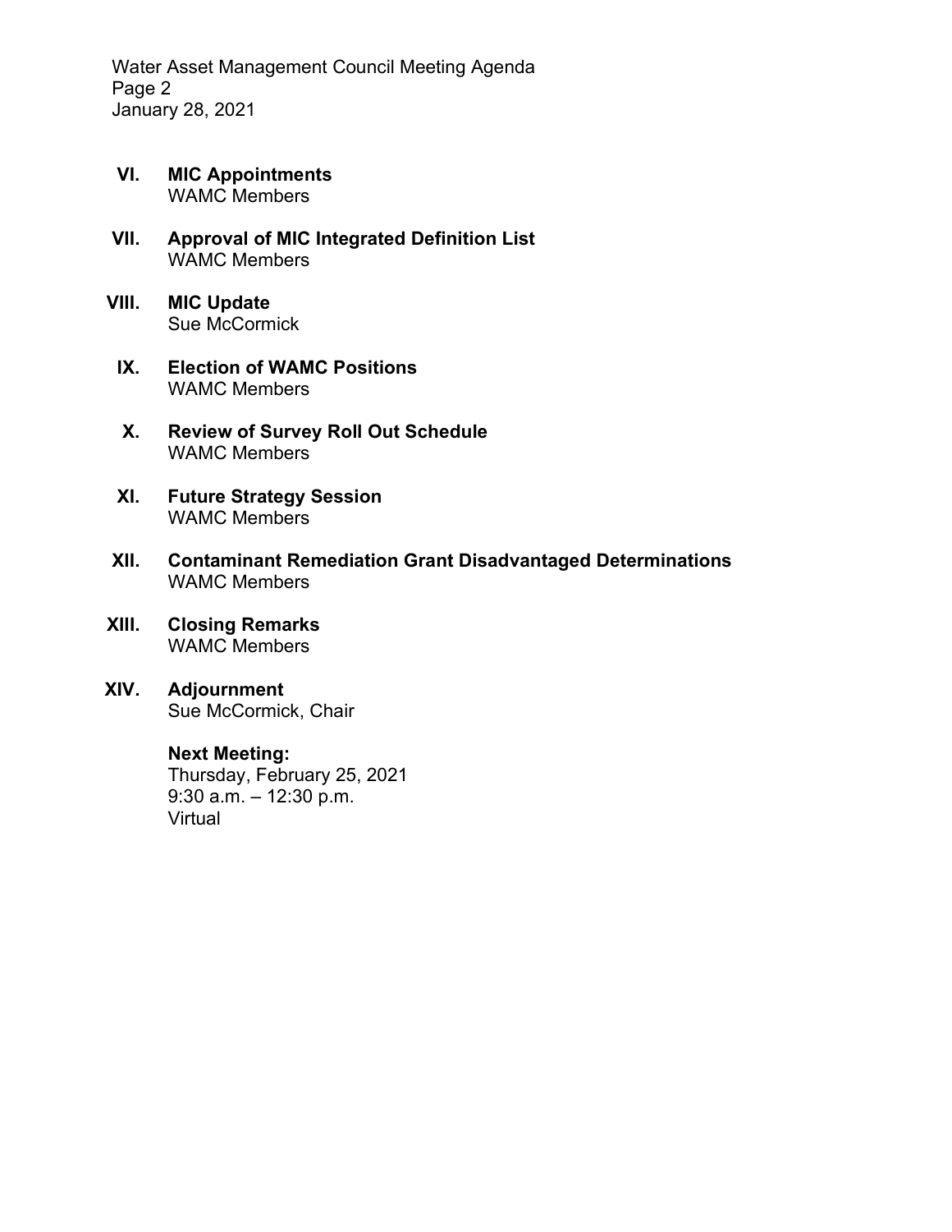VI. **MIC Appointments**
WAMC Members

VII. **Approval of MIC Integrated Definition List**
WAMC Members

VIII. **MIC Update**
Sue McCormick

IX. **Election of WAMC Positions**
WAMC Members

X. **Review of Survey Roll Out Schedule**
WAMC Members

XI. **Future Strategy Session**
WAMC Members

XII. **Contaminant Remediation Grant Disadvantaged Determinations**
WAMC Members

XIII. **Closing Remarks**
WAMC Members

XIV. **Adjournment**
Sue McCormick, Chair

**Next Meeting:**
Thursday, February 25, 2021
9:30 a.m. – 12:30 p.m.
Virtual